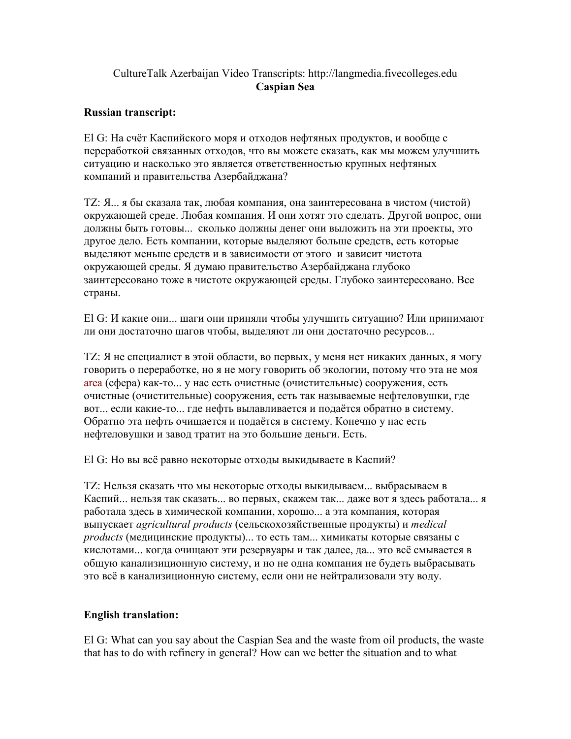CultureTalk Azerbaijan Video Transcripts: http://langmedia.fivecolleges.edu
**Caspian Sea**

**Russian transcript:**

El G: На счёт Каспийского моря и отходов нефтяных продуктов, и вообще с переработкой связанных отходов, что вы можете сказать, как мы можем улучшить ситуацию и насколько это является ответственностью крупных нефтяных компаний и правительства Азербайджана?

TZ: Я... я бы сказала так, любая компания, она заинтересована в чистом (чистой) окружающей среде. Любая компания. И они хотят это сделать. Другой вопрос, они должны быть готовы... сколько должны денег они выложить на эти проекты, это другое дело. Есть компании, которые выделяют больше средств, есть которые выделяют меньше средств и в зависимости от этого и зависит чистота окружающей среды. Я думаю правительство Азербайджана глубоко заинтересовано тоже в чистоте окружающей среды. Глубоко заинтересовано. Все страны.

El G: И какие они... шаги они приняли чтобы улучшить ситуацию? Или принимают ли они достаточно шагов чтобы, выделяют ли они достаточно ресурсов...

TZ: Я не специалист в этой области, во первых, у меня нет никаких данных, я могу говорить о переработке, но я не могу говорить об экологии, потому что эта не моя area (сфера) как-то... у нас есть очистные (очистительные) сооружения, есть очистные (очистительные) сооружения, есть так называемые нефтеловушки, где вот... если какие-то... где нефть вылавливается и подаётся обратно в систему. Обратно эта нефть очищается и подаётся в систему. Конечно у нас есть нефтеловушки и завод тратит на это большие деньги. Есть.

El G: Но вы всё равно некоторые отходы выкидываете в Каспий?

TZ: Нельзя сказать что мы некоторые отходы выкидываем... выбрасываем в Каспий... нельзя так сказать... во первых, скажем так... даже вот я здесь работала... я работала здесь в химической компании, хорошо... а эта компания, которая выпускает *agricultural products* (сельскохозяйственные продукты) и *medical products* (медицинские продукты)... то есть там... химикаты которые связаны с кислотами... когда очищают эти резервуары и так далее, да... это всё смывается в общую канализиционную систему, и но не одна компания не будеть выбрасывать это всё в канализиционную систему, если они не нейтрализовали эту воду.

**English translation:**

El G: What can you say about the Caspian Sea and the waste from oil products, the waste that has to do with refinery in general? How can we better the situation and to what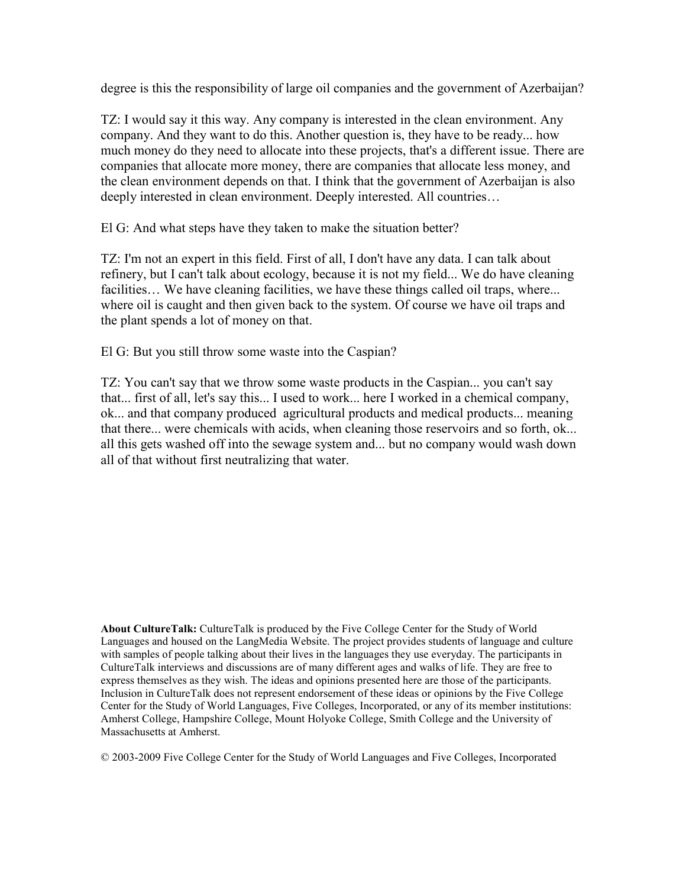degree is this the responsibility of large oil companies and the government of Azerbaijan?

TZ: I would say it this way. Any company is interested in the clean environment. Any company. And they want to do this. Another question is, they have to be ready... how much money do they need to allocate into these projects, that's a different issue. There are companies that allocate more money, there are companies that allocate less money, and the clean environment depends on that. I think that the government of Azerbaijan is also deeply interested in clean environment. Deeply interested. All countries…

El G: And what steps have they taken to make the situation better?

TZ: I'm not an expert in this field. First of all, I don't have any data. I can talk about refinery, but I can't talk about ecology, because it is not my field... We do have cleaning facilities… We have cleaning facilities, we have these things called oil traps, where... where oil is caught and then given back to the system. Of course we have oil traps and the plant spends a lot of money on that.

El G: But you still throw some waste into the Caspian?

TZ: You can't say that we throw some waste products in the Caspian... you can't say that... first of all, let's say this... I used to work... here I worked in a chemical company, ok... and that company produced agricultural products and medical products... meaning that there... were chemicals with acids, when cleaning those reservoirs and so forth, ok... all this gets washed off into the sewage system and... but no company would wash down all of that without first neutralizing that water.

**About CultureTalk:** CultureTalk is produced by the Five College Center for the Study of World Languages and housed on the LangMedia Website. The project provides students of language and culture with samples of people talking about their lives in the languages they use everyday. The participants in CultureTalk interviews and discussions are of many different ages and walks of life. They are free to express themselves as they wish. The ideas and opinions presented here are those of the participants. Inclusion in CultureTalk does not represent endorsement of these ideas or opinions by the Five College Center for the Study of World Languages, Five Colleges, Incorporated, or any of its member institutions: Amherst College, Hampshire College, Mount Holyoke College, Smith College and the University of Massachusetts at Amherst.

© 2003-2009 Five College Center for the Study of World Languages and Five Colleges, Incorporated